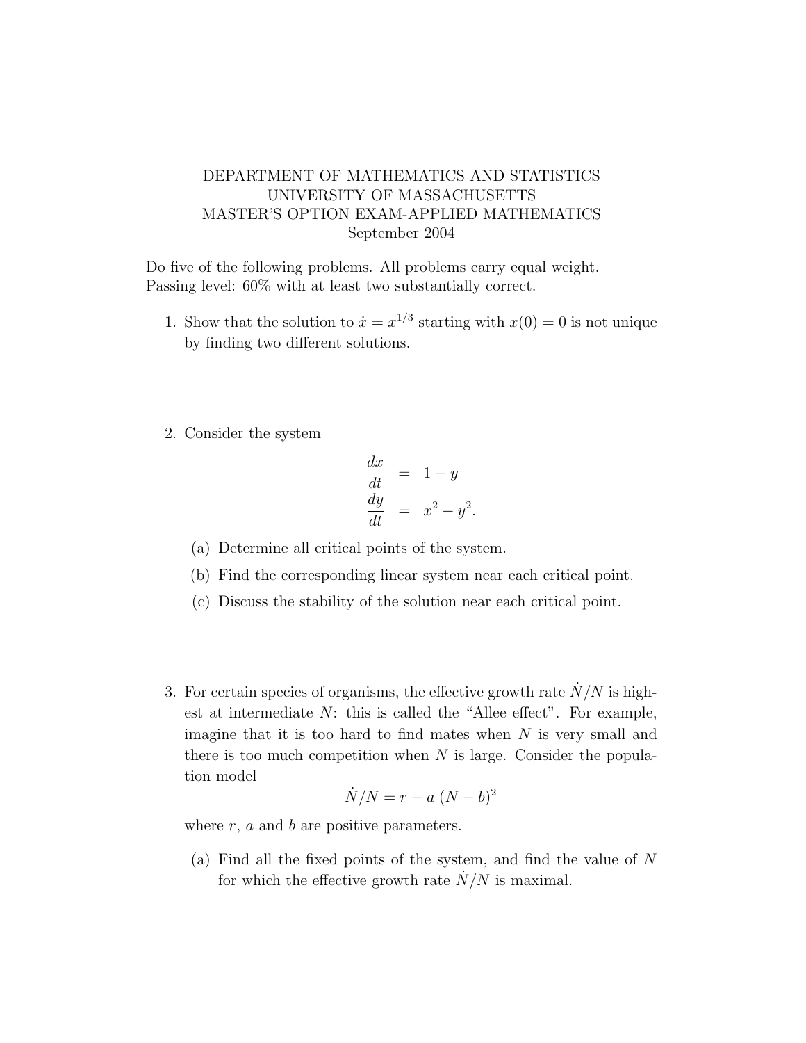DEPARTMENT OF MATHEMATICS AND STATISTICS
UNIVERSITY OF MASSACHUSETTS
MASTER'S OPTION EXAM-APPLIED MATHEMATICS
September 2004

Do five of the following problems. All problems carry equal weight.
Passing level: 60% with at least two substantially correct.

1. Show that the solution to $\dot{x} = x^{1/3}$ starting with $x(0) = 0$ is not unique by finding two different solutions.

2. Consider the system

$$
\begin{aligned}
\frac{dx}{dt} &= 1 - y \\
\frac{dy}{dt} &= x^2 - y^2.
\end{aligned}
$$

   (a) Determine all critical points of the system.

   (b) Find the corresponding linear system near each critical point.

   (c) Discuss the stability of the solution near each critical point.

3. For certain species of organisms, the effective growth rate $\dot{N}/N$ is highest at intermediate $N$: this is called the "Allee effect". For example, imagine that it is too hard to find mates when $N$ is very small and there is too much competition when $N$ is large. Consider the population model

$$\dot{N}/N = r - a\,(N - b)^2$$

   where $r$, $a$ and $b$ are positive parameters.

   (a) Find all the fixed points of the system, and find the value of $N$ for which the effective growth rate $\dot{N}/N$ is maximal.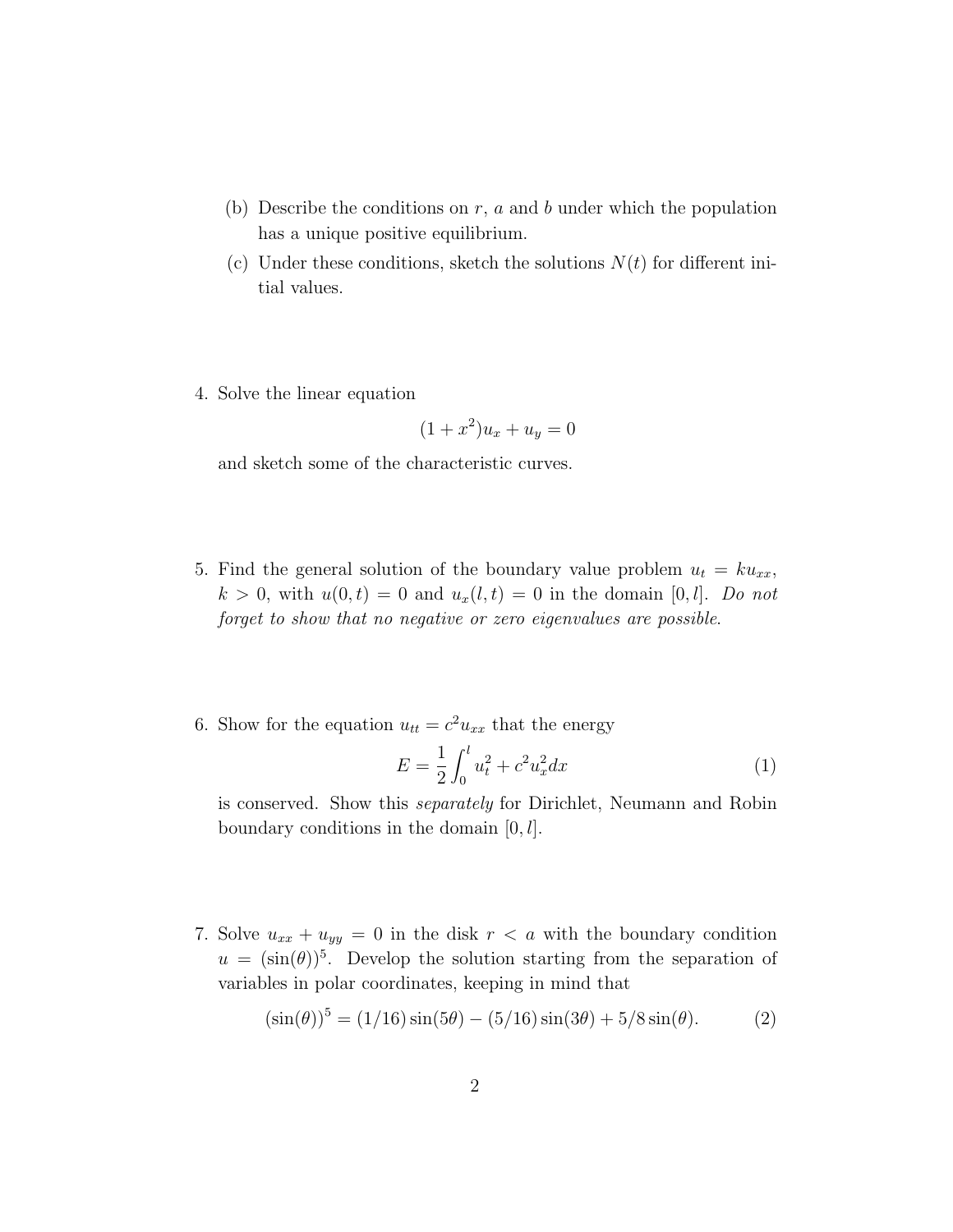(b) Describe the conditions on $r$, $a$ and $b$ under which the population has a unique positive equilibrium.

(c) Under these conditions, sketch the solutions $N(t)$ for different initial values.

4. Solve the linear equation

$$(1 + x^2)u_x + u_y = 0$$

and sketch some of the characteristic curves.

5. Find the general solution of the boundary value problem $u_t = ku_{xx}$, $k > 0$, with $u(0,t) = 0$ and $u_x(l,t) = 0$ in the domain $[0,l]$. *Do not forget to show that no negative or zero eigenvalues are possible.*

6. Show for the equation $u_{tt} = c^2 u_{xx}$ that the energy

$$E = \frac{1}{2}\int_0^l u_t^2 + c^2 u_x^2 dx \tag{1}$$

is conserved. Show this *separately* for Dirichlet, Neumann and Robin boundary conditions in the domain $[0,l]$.

7. Solve $u_{xx} + u_{yy} = 0$ in the disk $r < a$ with the boundary condition $u = (\sin(\theta))^5$. Develop the solution starting from the separation of variables in polar coordinates, keeping in mind that

$$(\sin(\theta))^5 = (1/16)\sin(5\theta) - (5/16)\sin(3\theta) + 5/8\sin(\theta). \tag{2}$$